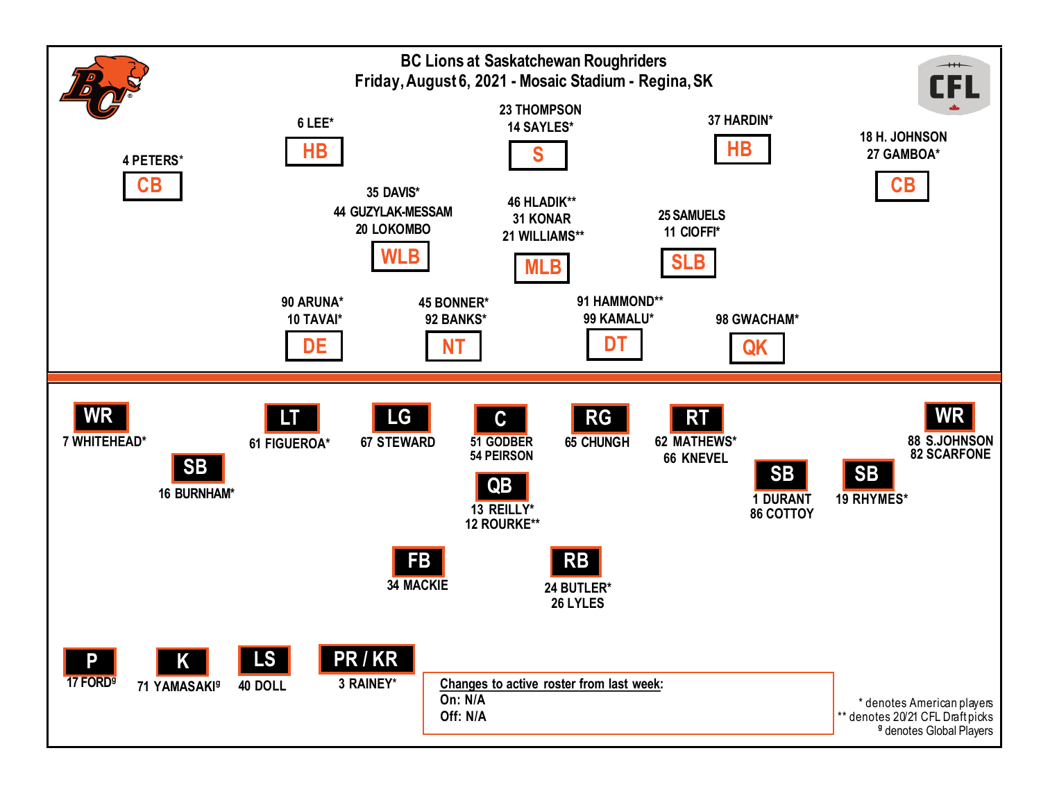# BC Lions at Saskatchewan Roughriders

## Friday, August 6, 2021 - Mosaic Stadium - Regina, SK

### Defence

| Position | Players |
|---|---|
| CB | 4 PETERS* |
| HB | 6 LEE* |
| S | 23 THOMPSON, 14 SAYLES* |
| HB | 37 HARDIN* |
| CB | 18 H. JOHNSON, 27 GAMBOA* |
| WLB | 35 DAVIS*, 44 GUZYLAK-MESSAM, 20 LOKOMBO |
| MLB | 46 HLADIK**, 31 KONAR, 21 WILLIAMS** |
| SLB | 25 SAMUELS, 11 CIOFFI* |
| DE | 90 ARUNA*, 10 TAVAI* |
| NT | 45 BONNER*, 92 BANKS* |
| DT | 91 HAMMOND**, 99 KAMALU* |
| QK | 98 GWACHAM* |

### Offence

| Position | Players |
|---|---|
| WR | 7 WHITEHEAD* |
| SB | 16 BURNHAM* |
| LT | 61 FIGUEROA* |
| LG | 67 STEWARD |
| C | 51 GODBER, 54 PEIRSON |
| RG | 65 CHUNGH |
| RT | 62 MATHEWS*, 66 KNEVEL |
| SB | 1 DURANT, 86 COTTOY |
| SB | 19 RHYMES* |
| WR | 88 S.JOHNSON, 82 SCARFONE |
| QB | 13 REILLY*, 12 ROURKE** |
| FB | 34 MACKIE |
| RB | 24 BUTLER*, 26 LYLES |

### Special Teams

| Position | Players |
|---|---|
| P | 17 FORD[g] |
| K | 71 YAMASAKI[g] |
| LS | 40 DOLL |
| PR / KR | 3 RAINEY* |

**Changes to active roster from last week:**

On: N/A

Off: N/A

\* denotes American players

\** denotes 2021 CFL Draft picks

[g] denotes Global Players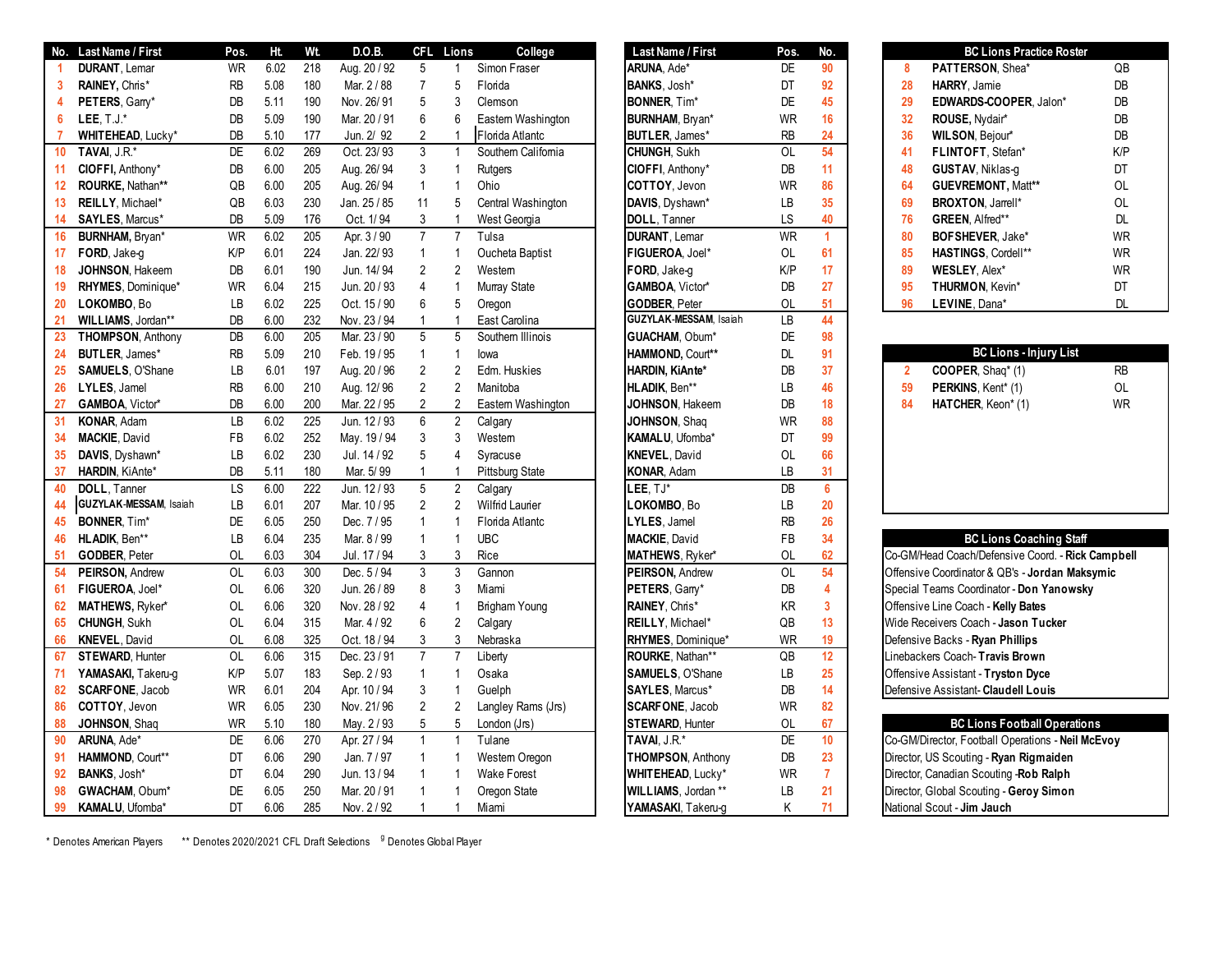| No. | Last Name / First | Pos. | Ht. | Wt. | D.O.B. | CFL | Lions | College |
|---|---|---|---|---|---|---|---|---|
| 1 | **DURANT**, Lemar | WR | 6.02 | 218 | Aug. 20 / 92 | 5 | 1 | Simon Fraser |
| 3 | **RAINEY,** Chris* | RB | 5.08 | 180 | Mar. 2 / 88 | 7 | 5 | Florida |
| 4 | **PETERS**, Garry* | DB | 5.11 | 190 | Nov. 26/ 91 | 5 | 3 | Clemson |
| 6 | **LEE**, T.J.* | DB | 5.09 | 190 | Mar. 20 / 91 | 6 | 6 | Eastern Washington |
| 7 | **WHITEHEAD**, Lucky* | DB | 5.10 | 177 | Jun. 2/ 92 | 2 | 1 | Florida Atlantc |
| 10 | **TAVAI**, J.R.* | DE | 6.02 | 269 | Oct. 23/ 93 | 3 | 1 | Southern California |
| 11 | **CIOFFI**, Anthony* | DB | 6.00 | 205 | Aug. 26/ 94 | 3 | 1 | Rutgers |
| 12 | **ROURKE,** Nathan** | QB | 6.00 | 205 | Aug. 26/ 94 | 1 | 1 | Ohio |
| 13 | **REILLY**, Michael* | QB | 6.03 | 230 | Jan. 25 / 85 | 11 | 5 | Central Washington |
| 14 | **SAYLES**, Marcus* | DB | 5.09 | 176 | Oct. 1/ 94 | 3 | 1 | West Georgia |
| 16 | **BURNHAM**, Bryan* | WR | 6.02 | 205 | Apr. 3 / 90 | 7 | 7 | Tulsa |
| 17 | **FORD**, Jake-g | K/P | 6.01 | 224 | Jan. 22/ 93 | 1 | 1 | Oucheta Baptist |
| 18 | **JOHNSON**, Hakeem | DB | 6.01 | 190 | Jun. 14/ 94 | 2 | 2 | Western |
| 19 | **RHYMES**, Dominique* | WR | 6.04 | 215 | Jun. 20 / 93 | 4 | 1 | Murray State |
| 20 | **LOKOMBO**, Bo | LB | 6.02 | 225 | Oct. 15 / 90 | 6 | 5 | Oregon |
| 21 | **WILLIAMS**, Jordan** | DB | 6.00 | 232 | Nov. 23 / 94 | 1 | 1 | East Carolina |
| 23 | **THOMPSON**, Anthony | DB | 6.00 | 205 | Mar. 23 / 90 | 5 | 5 | Southern Illinois |
| 24 | **BUTLER**, James* | RB | 5.09 | 210 | Feb. 19 / 95 | 1 | 1 | Iowa |
| 25 | **SAMUELS**, O'Shane | LB | 6.01 | 197 | Aug. 20 / 96 | 2 | 2 | Edm. Huskies |
| 26 | **LYLES**, Jamel | RB | 6.00 | 210 | Aug. 12/ 96 | 2 | 2 | Manitoba |
| 27 | **GAMBOA**, Victor* | DB | 6.00 | 200 | Mar. 22 / 95 | 2 | 2 | Eastern Washington |
| 31 | **KONAR**, Adam | LB | 6.02 | 225 | Jun. 12 / 93 | 6 | 2 | Calgary |
| 34 | **MACKIE**, David | FB | 6.02 | 252 | May. 19 / 94 | 3 | 3 | Western |
| 35 | **DAVIS**, Dyshawn* | LB | 6.02 | 230 | Jul. 14 / 92 | 5 | 4 | Syracuse |
| 37 | **HARDIN**, KiAnte* | DB | 5.11 | 180 | Mar. 5/ 99 | 1 | 1 | Pittsburg State |
| 40 | **DOLL**, Tanner | LS | 6.00 | 222 | Jun. 12 / 93 | 5 | 2 | Calgary |
| 44 | **GUZYLAK-MESSAM**, Isaiah | LB | 6.01 | 207 | Mar. 10 / 95 | 2 | 2 | Wilfrid Laurier |
| 45 | **BONNER**, Tim* | DE | 6.05 | 250 | Dec. 7 / 95 | 1 | 1 | Florida Atlantc |
| 46 | **HLADIK**, Ben** | LB | 6.04 | 235 | Mar. 8 / 99 | 1 | 1 | UBC |
| 51 | **GODBER**, Peter | OL | 6.03 | 304 | Jul. 17 / 94 | 3 | 3 | Rice |
| 54 | **PEIRSON**, Andrew | OL | 6.03 | 300 | Dec. 5 / 94 | 3 | 3 | Gannon |
| 61 | **FIGUEROA**, Joel* | OL | 6.06 | 320 | Jun. 26 / 89 | 8 | 3 | Miami |
| 62 | **MATHEWS**, Ryker* | OL | 6.06 | 320 | Nov. 28 / 92 | 4 | 1 | Brigham Young |
| 65 | **CHUNGH**, Sukh | OL | 6.04 | 315 | Mar. 4 / 92 | 6 | 2 | Calgary |
| 66 | **KNEVEL**, David | OL | 6.08 | 325 | Oct. 18 / 94 | 3 | 3 | Nebraska |
| 67 | **STEWARD**, Hunter | OL | 6.06 | 315 | Dec. 23 / 91 | 7 | 7 | Liberty |
| 71 | **YAMASAKI**, Takeru-g | K/P | 5.07 | 183 | Sep. 2 / 93 | 1 | 1 | Osaka |
| 82 | **SCARFONE**, Jacob | WR | 6.01 | 204 | Apr. 10 / 94 | 3 | 1 | Guelph |
| 86 | **COTTOY**, Jevon | WR | 6.05 | 230 | Nov. 21/ 96 | 2 | 2 | Langley Rams (Jrs) |
| 88 | **JOHNSON**, Shaq | WR | 5.10 | 180 | May. 2 / 93 | 5 | 5 | London (Jrs) |
| 90 | **ARUNA**, Ade* | DE | 6.06 | 270 | Apr. 27 / 94 | 1 | 1 | Tulane |
| 91 | **HAMMOND**, Court** | DT | 6.06 | 290 | Jan. 7 / 97 | 1 | 1 | Western Oregon |
| 92 | **BANKS**, Josh* | DT | 6.04 | 290 | Jun. 13 / 94 | 1 | 1 | Wake Forest |
| 98 | **GWACHAM**, Obum* | DE | 6.05 | 250 | Mar. 20 / 91 | 1 | 1 | Oregon State |
| 99 | **KAMALU**, Ufomba* | DT | 6.06 | 285 | Nov. 2 / 92 | 1 | 1 | Miami |

| Last Name / First | Pos. | No. |
|---|---|---|
| **ARUNA**, Ade* | DE | 90 |
| **BANKS**, Josh* | DT | 92 |
| **BONNER**, Tim* | DE | 45 |
| **BURNHAM**, Bryan* | WR | 16 |
| **BUTLER**, James* | RB | 24 |
| **CHUNGH**, Sukh | OL | 54 |
| **CIOFFI**, Anthony* | DB | 11 |
| **COTTOY**, Jevon | WR | 86 |
| **DAVIS**, Dyshawn* | LB | 35 |
| **DOLL**, Tanner | LS | 40 |
| **DURANT**, Lemar | WR | 1 |
| **FIGUEROA**, Joel* | OL | 61 |
| **FORD**, Jake-g | K/P | 17 |
| **GAMBOA**, Victor* | DB | 27 |
| **GODBER**, Peter | OL | 51 |
| **GUZYLAK-MESSAM**, Isaiah | LB | 44 |
| **GUACHAM**, Obum* | DE | 98 |
| **HAMMOND**, Court** | DL | 91 |
| **HARDIN, KiAnte*** | DB | 37 |
| **HLADIK**, Ben** | LB | 46 |
| **JOHNSON**, Hakeem | DB | 18 |
| **JOHNSON**, Shaq | WR | 88 |
| **KAMALU**, Ufomba* | DT | 99 |
| **KNEVEL**, David | OL | 66 |
| **KONAR**, Adam | LB | 31 |
| **LEE**, TJ* | DB | 6 |
| **LOKOMBO**, Bo | LB | 20 |
| **LYLES**, Jamel | RB | 26 |
| **MACKIE**, David | FB | 34 |
| **MATHEWS**, Ryker* | OL | 62 |
| **PEIRSON**, Andrew | OL | 54 |
| **PETERS**, Garry* | DB | 4 |
| **RAINEY**, Chris* | KR | 3 |
| **REILLY**, Michael* | QB | 13 |
| **RHYMES**, Dominique* | WR | 19 |
| **ROURKE**, Nathan** | QB | 12 |
| **SAMUELS**, O'Shane | LB | 25 |
| **SAYLES**, Marcus* | DB | 14 |
| **SCARFONE**, Jacob | WR | 82 |
| **STEWARD**, Hunter | OL | 67 |
| **TAVAI**, J.R.* | DE | 10 |
| **THOMPSON**, Anthony | DB | 23 |
| **WHITEHEAD**, Lucky* | WR | 7 |
| **WILLIAMS**, Jordan ** | LB | 21 |
| **YAMASAKI**, Takeru-g | K | 71 |

| BC Lions Practice Roster | | |
|---|---|---|
| 8 | **PATTERSON**, Shea* | QB |
| 28 | **HARRY**, Jamie | DB |
| 29 | **EDWARDS-COOPER**, Jalon* | DB |
| 32 | **ROUSE,** Nydair* | DB |
| 36 | **WILSON**, Bejour* | DB |
| 41 | **FLINTOFT**, Stefan* | K/P |
| 48 | **GUSTAV**, Niklas-g | DT |
| 64 | **GUEVREMONT**, Matt** | OL |
| 69 | **BROXTON**, Jarrell* | OL |
| 76 | **GREEN**, Alfred** | DL |
| 80 | **BOFSHEVER**, Jake* | WR |
| 85 | **HASTINGS**, Cordell** | WR |
| 89 | **WESLEY**, Alex* | WR |
| 95 | **THURMON**, Kevin* | DT |
| 96 | **LEVINE**, Dana* | DL |

| BC Lions - Injury List | | |
|---|---|---|
| 2 | **COOPER**, Shaq* (1) | RB |
| 59 | **PERKINS**, Kent* (1) | OL |
| 84 | **HATCHER**, Keon* (1) | WR |

| BC Lions Coaching Staff |
|---|
| Co-GM/Head Coach/Defensive Coord. - **Rick Campbell** |
| Offensive Coordinator & QB's - **Jordan Maksymic** |
| Special Teams Coordinator - **Don Yanowsky** |
| Offensive Line Coach - **Kelly Bates** |
| Wide Receivers Coach - **Jason Tucker** |
| Defensive Backs - **Ryan Phillips** |
| Linebackers Coach- **Travis Brown** |
| Offensive Assistant - **Tryston Dyce** |
| Defensive Assistant- **Claudell Louis** |

| BC Lions Football Operations |
|---|
| Co-GM/Director, Football Operations - **Neil McEvoy** |
| Director, US Scouting - **Ryan Rigmaiden** |
| Director, Canadian Scouting -**Rob Ralph** |
| Director, Global Scouting - **Geroy Simon** |
| National Scout - **Jim Jauch** |

\* Denotes American Players  ** Denotes 2020/2021 CFL Draft Selections  g Denotes Global Player